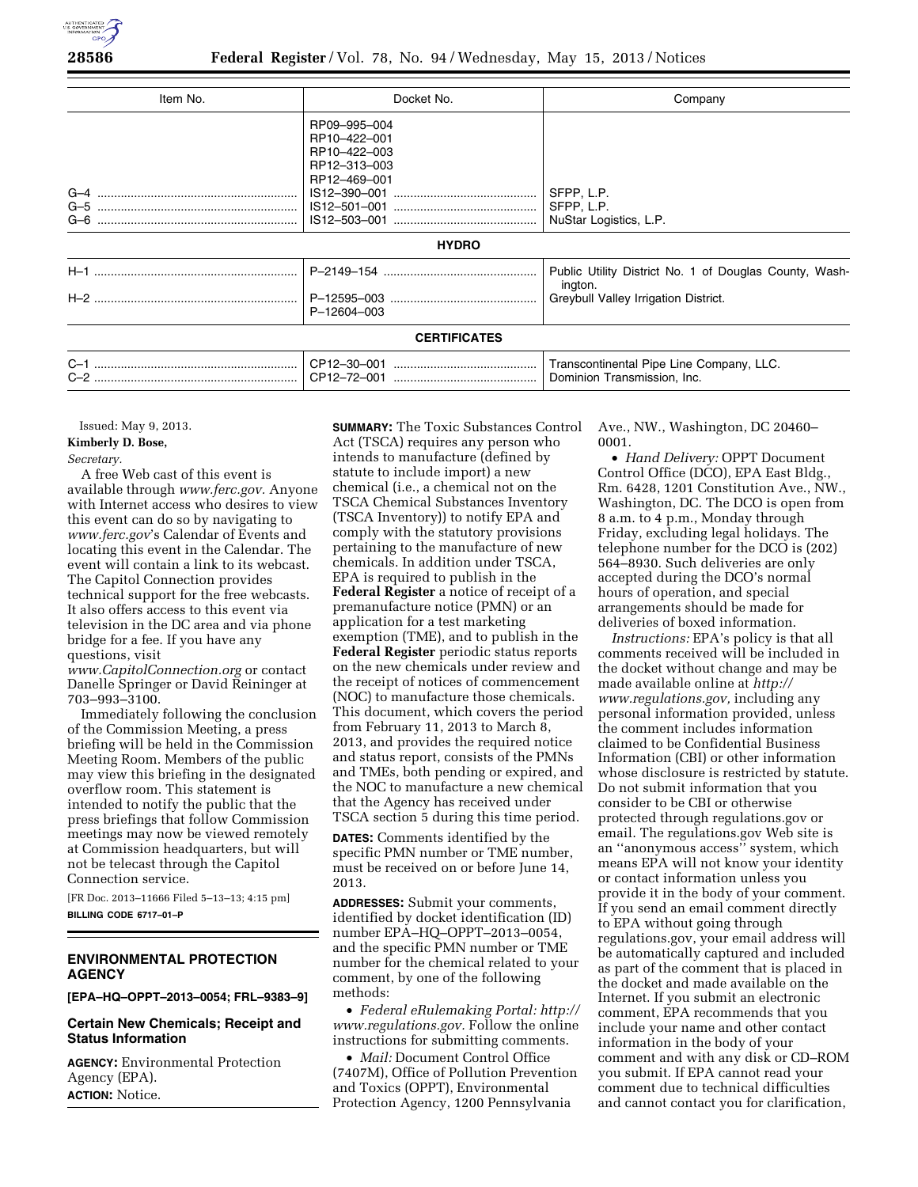| Item No. | Docket No. | Company |
| --- | --- | --- |
| | RP09–995–004 | |
| | RP10–422–001 | |
| | RP10–422–003 | |
| | RP12–313–003 | |
| | RP12–469–001 | |
| G–4 | IS12–390–001 | SFPP, L.P. |
| G–5 | IS12–501–001 | SFPP, L.P. |
| G–6 | IS12–503–001 | NuStar Logistics, L.P. |
| **HYDRO** | | |
| H–1 | P–2149–154 | Public Utility District No. 1 of Douglas County, Washington. |
| H–2 | P–12595–003 | Greybull Valley Irrigation District. |
| | P–12604–003 | |
| **CERTIFICATES** | | |
| C–1 | CP12–30–001 | Transcontinental Pipe Line Company, LLC. |
| C–2 | CP12–72–001 | Dominion Transmission, Inc. |

Issued: May 9, 2013.

**Kimberly D. Bose,**

*Secretary.*

A free Web cast of this event is available through *www.ferc.gov.* Anyone with Internet access who desires to view this event can do so by navigating to *www.ferc.gov*'s Calendar of Events and locating this event in the Calendar. The event will contain a link to its webcast. The Capitol Connection provides technical support for the free webcasts. It also offers access to this event via television in the DC area and via phone bridge for a fee. If you have any questions, visit *www.CapitolConnection.org* or contact Danelle Springer or David Reininger at 703–993–3100.

Immediately following the conclusion of the Commission Meeting, a press briefing will be held in the Commission Meeting Room. Members of the public may view this briefing in the designated overflow room. This statement is intended to notify the public that the press briefings that follow Commission meetings may now be viewed remotely at Commission headquarters, but will not be telecast through the Capitol Connection service.

[FR Doc. 2013–11666 Filed 5–13–13; 4:15 pm]

**BILLING CODE 6717–01–P**

## ENVIRONMENTAL PROTECTION AGENCY

**[EPA–HQ–OPPT–2013–0054; FRL–9383–9]**

### Certain New Chemicals; Receipt and Status Information

**AGENCY:** Environmental Protection Agency (EPA).

**ACTION:** Notice.

**SUMMARY:** The Toxic Substances Control Act (TSCA) requires any person who intends to manufacture (defined by statute to include import) a new chemical (i.e., a chemical not on the TSCA Chemical Substances Inventory (TSCA Inventory)) to notify EPA and comply with the statutory provisions pertaining to the manufacture of new chemicals. In addition under TSCA, EPA is required to publish in the **Federal Register** a notice of receipt of a premanufacture notice (PMN) or an application for a test marketing exemption (TME), and to publish in the **Federal Register** periodic status reports on the new chemicals under review and the receipt of notices of commencement (NOC) to manufacture those chemicals. This document, which covers the period from February 11, 2013 to March 8, 2013, and provides the required notice and status report, consists of the PMNs and TMEs, both pending or expired, and the NOC to manufacture a new chemical that the Agency has received under TSCA section 5 during this time period.

**DATES:** Comments identified by the specific PMN number or TME number, must be received on or before June 14, 2013.

**ADDRESSES:** Submit your comments, identified by docket identification (ID) number EPA–HQ–OPPT–2013–0054, and the specific PMN number or TME number for the chemical related to your comment, by one of the following methods:

- *Federal eRulemaking Portal: http://www.regulations.gov.* Follow the online instructions for submitting comments.
- *Mail:* Document Control Office (7407M), Office of Pollution Prevention and Toxics (OPPT), Environmental Protection Agency, 1200 Pennsylvania Ave., NW., Washington, DC 20460–0001.
- *Hand Delivery:* OPPT Document Control Office (DCO), EPA East Bldg., Rm. 6428, 1201 Constitution Ave., NW., Washington, DC. The DCO is open from 8 a.m. to 4 p.m., Monday through Friday, excluding legal holidays. The telephone number for the DCO is (202) 564–8930. Such deliveries are only accepted during the DCO's normal hours of operation, and special arrangements should be made for deliveries of boxed information.

*Instructions:* EPA's policy is that all comments received will be included in the docket without change and may be made available online at *http://www.regulations.gov,* including any personal information provided, unless the comment includes information claimed to be Confidential Business Information (CBI) or other information whose disclosure is restricted by statute. Do not submit information that you consider to be CBI or otherwise protected through regulations.gov or email. The regulations.gov Web site is an ''anonymous access'' system, which means EPA will not know your identity or contact information unless you provide it in the body of your comment. If you send an email comment directly to EPA without going through regulations.gov, your email address will be automatically captured and included as part of the comment that is placed in the docket and made available on the Internet. If you submit an electronic comment, EPA recommends that you include your name and other contact information in the body of your comment and with any disk or CD–ROM you submit. If EPA cannot read your comment due to technical difficulties and cannot contact you for clarification,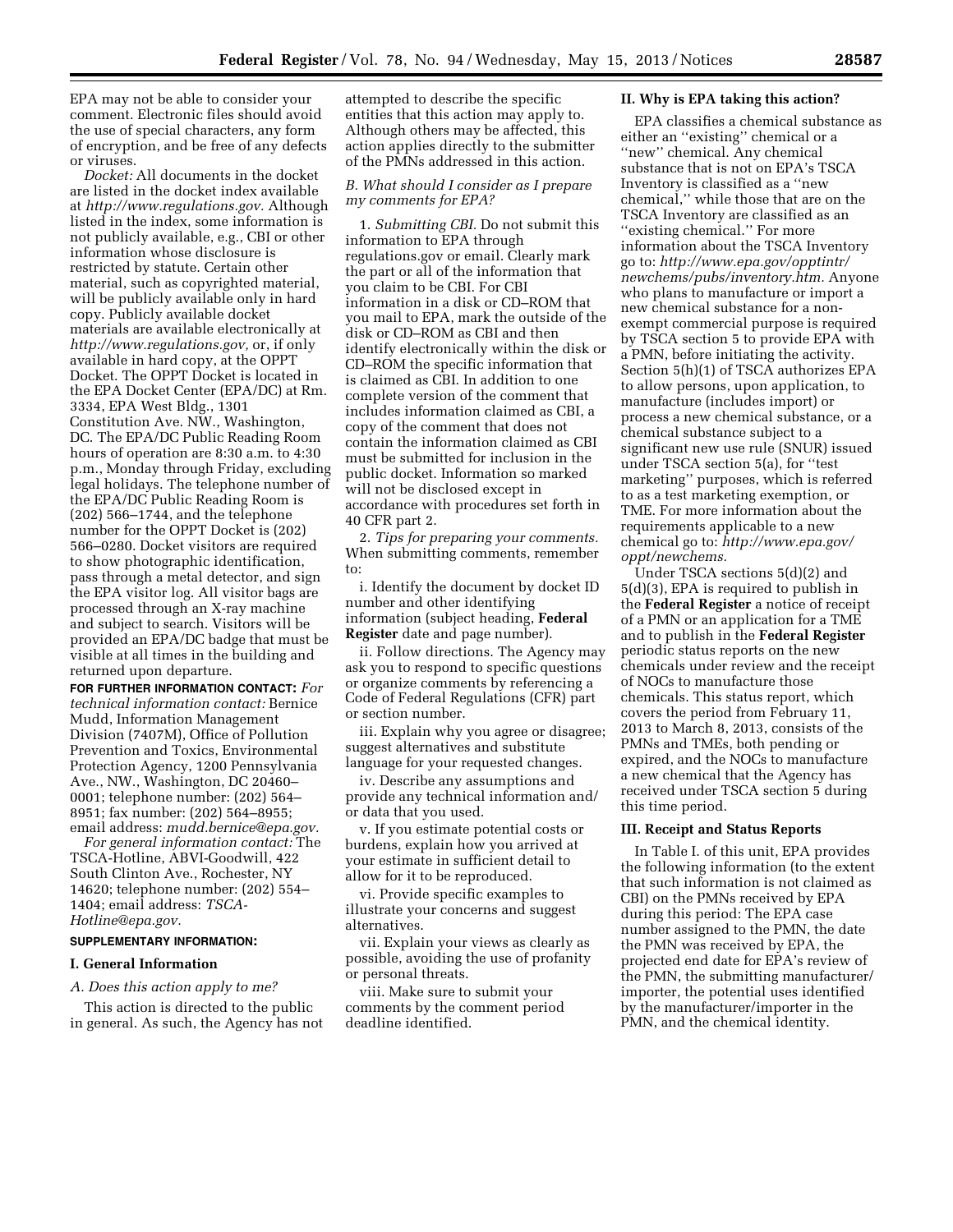EPA may not be able to consider your comment. Electronic files should avoid the use of special characters, any form of encryption, and be free of any defects or viruses.

*Docket:* All documents in the docket are listed in the docket index available at *http://www.regulations.gov.* Although listed in the index, some information is not publicly available, e.g., CBI or other information whose disclosure is restricted by statute. Certain other material, such as copyrighted material, will be publicly available only in hard copy. Publicly available docket materials are available electronically at *http://www.regulations.gov,* or, if only available in hard copy, at the OPPT Docket. The OPPT Docket is located in the EPA Docket Center (EPA/DC) at Rm. 3334, EPA West Bldg., 1301 Constitution Ave. NW., Washington, DC. The EPA/DC Public Reading Room hours of operation are 8:30 a.m. to 4:30 p.m., Monday through Friday, excluding legal holidays. The telephone number of the EPA/DC Public Reading Room is (202) 566–1744, and the telephone number for the OPPT Docket is (202) 566–0280. Docket visitors are required to show photographic identification, pass through a metal detector, and sign the EPA visitor log. All visitor bags are processed through an X-ray machine and subject to search. Visitors will be provided an EPA/DC badge that must be visible at all times in the building and returned upon departure.

**FOR FURTHER INFORMATION CONTACT:** *For technical information contact:* Bernice Mudd, Information Management Division (7407M), Office of Pollution Prevention and Toxics, Environmental Protection Agency, 1200 Pennsylvania Ave., NW., Washington, DC 20460–0001; telephone number: (202) 564–8951; fax number: (202) 564–8955; email address: *mudd.bernice@epa.gov.*

*For general information contact:* The TSCA-Hotline, ABVI-Goodwill, 422 South Clinton Ave., Rochester, NY 14620; telephone number: (202) 554–1404; email address: *TSCA-Hotline@epa.gov.*

**SUPPLEMENTARY INFORMATION:**

## I. General Information

### *A. Does this action apply to me?*

This action is directed to the public in general. As such, the Agency has not attempted to describe the specific entities that this action may apply to. Although others may be affected, this action applies directly to the submitter of the PMNs addressed in this action.

### *B. What should I consider as I prepare my comments for EPA?*

1. *Submitting CBI.* Do not submit this information to EPA through regulations.gov or email. Clearly mark the part or all of the information that you claim to be CBI. For CBI information in a disk or CD–ROM that you mail to EPA, mark the outside of the disk or CD–ROM as CBI and then identify electronically within the disk or CD–ROM the specific information that is claimed as CBI. In addition to one complete version of the comment that includes information claimed as CBI, a copy of the comment that does not contain the information claimed as CBI must be submitted for inclusion in the public docket. Information so marked will not be disclosed except in accordance with procedures set forth in 40 CFR part 2.

2. *Tips for preparing your comments.* When submitting comments, remember to:

i. Identify the document by docket ID number and other identifying information (subject heading, **Federal Register** date and page number).

ii. Follow directions. The Agency may ask you to respond to specific questions or organize comments by referencing a Code of Federal Regulations (CFR) part or section number.

iii. Explain why you agree or disagree; suggest alternatives and substitute language for your requested changes.

iv. Describe any assumptions and provide any technical information and/or data that you used.

v. If you estimate potential costs or burdens, explain how you arrived at your estimate in sufficient detail to allow for it to be reproduced.

vi. Provide specific examples to illustrate your concerns and suggest alternatives.

vii. Explain your views as clearly as possible, avoiding the use of profanity or personal threats.

viii. Make sure to submit your comments by the comment period deadline identified.

## II. Why is EPA taking this action?

EPA classifies a chemical substance as either an ''existing'' chemical or a ''new'' chemical. Any chemical substance that is not on EPA's TSCA Inventory is classified as a ''new chemical,'' while those that are on the TSCA Inventory are classified as an ''existing chemical.'' For more information about the TSCA Inventory go to: *http://www.epa.gov/opptintr/newchems/pubs/inventory.htm.* Anyone who plans to manufacture or import a new chemical substance for a non-exempt commercial purpose is required by TSCA section 5 to provide EPA with a PMN, before initiating the activity. Section 5(h)(1) of TSCA authorizes EPA to allow persons, upon application, to manufacture (includes import) or process a new chemical substance, or a chemical substance subject to a significant new use rule (SNUR) issued under TSCA section 5(a), for ''test marketing'' purposes, which is referred to as a test marketing exemption, or TME. For more information about the requirements applicable to a new chemical go to: *http://www.epa.gov/oppt/newchems.*

Under TSCA sections 5(d)(2) and 5(d)(3), EPA is required to publish in the **Federal Register** a notice of receipt of a PMN or an application for a TME and to publish in the **Federal Register** periodic status reports on the new chemicals under review and the receipt of NOCs to manufacture those chemicals. This status report, which covers the period from February 11, 2013 to March 8, 2013, consists of the PMNs and TMEs, both pending or expired, and the NOCs to manufacture a new chemical that the Agency has received under TSCA section 5 during this time period.

## III. Receipt and Status Reports

In Table I. of this unit, EPA provides the following information (to the extent that such information is not claimed as CBI) on the PMNs received by EPA during this period: The EPA case number assigned to the PMN, the date the PMN was received by EPA, the projected end date for EPA's review of the PMN, the submitting manufacturer/importer, the potential uses identified by the manufacturer/importer in the PMN, and the chemical identity.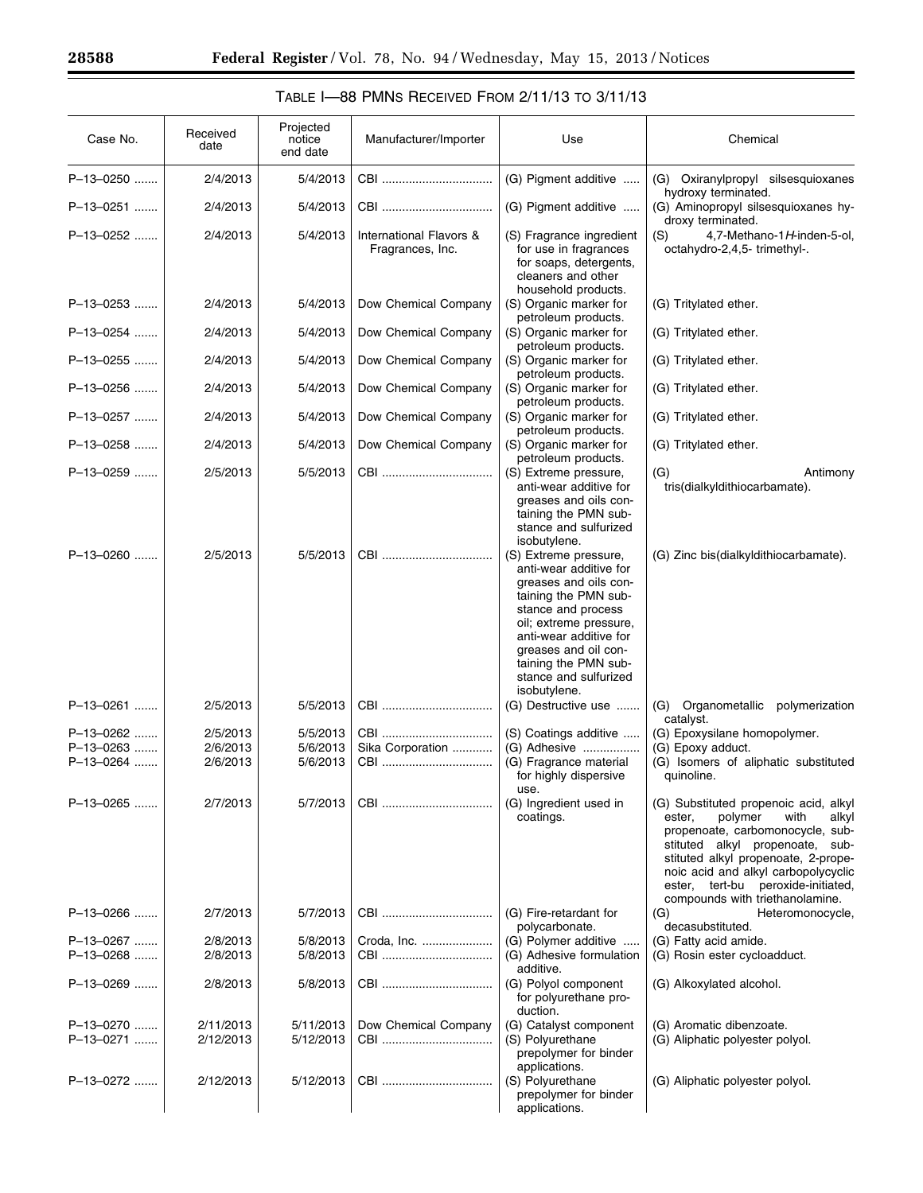TABLE I—88 PMNS RECEIVED FROM 2/11/13 TO 3/11/13

| Case No. | Received date | Projected notice end date | Manufacturer/Importer | Use | Chemical |
|---|---|---|---|---|---|
| P–13–0250 | 2/4/2013 | 5/4/2013 | CBI | (G) Pigment additive | (G) Oxiranylpropyl silsesquioxanes hydroxy terminated. |
| P–13–0251 | 2/4/2013 | 5/4/2013 | CBI | (G) Pigment additive | (G) Aminopropyl silsesquioxanes hydroxy terminated. |
| P–13–0252 | 2/4/2013 | 5/4/2013 | International Flavors & Fragrances, Inc. | (S) Fragrance ingredient for use in fragrances for soaps, detergents, cleaners and other household products. | (S) 4,7-Methano-1*H*-inden-5-ol, octahydro-2,4,5- trimethyl-. |
| P–13–0253 | 2/4/2013 | 5/4/2013 | Dow Chemical Company | (S) Organic marker for petroleum products. | (G) Tritylated ether. |
| P–13–0254 | 2/4/2013 | 5/4/2013 | Dow Chemical Company | (S) Organic marker for petroleum products. | (G) Tritylated ether. |
| P–13–0255 | 2/4/2013 | 5/4/2013 | Dow Chemical Company | (S) Organic marker for petroleum products. | (G) Tritylated ether. |
| P–13–0256 | 2/4/2013 | 5/4/2013 | Dow Chemical Company | (S) Organic marker for petroleum products. | (G) Tritylated ether. |
| P–13–0257 | 2/4/2013 | 5/4/2013 | Dow Chemical Company | (S) Organic marker for petroleum products. | (G) Tritylated ether. |
| P–13–0258 | 2/4/2013 | 5/4/2013 | Dow Chemical Company | (S) Organic marker for petroleum products. | (G) Tritylated ether. |
| P–13–0259 | 2/5/2013 | 5/5/2013 | CBI | (S) Extreme pressure, anti-wear additive for greases and oils containing the PMN substance and sulfurized isobutylene. | (G) Antimony tris(dialkyldithiocarbamate). |
| P–13–0260 | 2/5/2013 | 5/5/2013 | CBI | (S) Extreme pressure, anti-wear additive for greases and oils containing the PMN substance and process oil; extreme pressure, anti-wear additive for greases and oil containing the PMN substance and sulfurized isobutylene. | (G) Zinc bis(dialkyldithiocarbamate). |
| P–13–0261 | 2/5/2013 | 5/5/2013 | CBI | (G) Destructive use | (G) Organometallic polymerization catalyst. |
| P–13–0262 | 2/5/2013 | 5/5/2013 | CBI | (S) Coatings additive | (G) Epoxysilane homopolymer. |
| P–13–0263 | 2/6/2013 | 5/6/2013 | Sika Corporation | (G) Adhesive | (G) Epoxy adduct. |
| P–13–0264 | 2/6/2013 | 5/6/2013 | CBI | (G) Fragrance material for highly dispersive use. | (G) Isomers of aliphatic substituted quinoline. |
| P–13–0265 | 2/7/2013 | 5/7/2013 | CBI | (G) Ingredient used in coatings. | (G) Substituted propenoic acid, alkyl ester, polymer with alkyl propenoate, carbomonocycle, substituted alkyl propenoate, substituted alkyl propenoate, 2-propenoic acid and alkyl carbopolycyclic ester, tert-bu peroxide-initiated, compounds with triethanolamine. |
| P–13–0266 | 2/7/2013 | 5/7/2013 | CBI | (G) Fire-retardant for polycarbonate. | (G) Heteromonocycle, decasubstituted. |
| P–13–0267 | 2/8/2013 | 5/8/2013 | Croda, Inc. | (G) Polymer additive | (G) Fatty acid amide. |
| P–13–0268 | 2/8/2013 | 5/8/2013 | CBI | (G) Adhesive formulation additive. | (G) Rosin ester cycloadduct. |
| P–13–0269 | 2/8/2013 | 5/8/2013 | CBI | (G) Polyol component for polyurethane production. | (G) Alkoxylated alcohol. |
| P–13–0270 | 2/11/2013 | 5/11/2013 | Dow Chemical Company | (G) Catalyst component | (G) Aromatic dibenzoate. |
| P–13–0271 | 2/12/2013 | 5/12/2013 | CBI | (S) Polyurethane prepolymer for binder applications. | (G) Aliphatic polyester polyol. |
| P–13–0272 | 2/12/2013 | 5/12/2013 | CBI | (S) Polyurethane prepolymer for binder applications. | (G) Aliphatic polyester polyol. |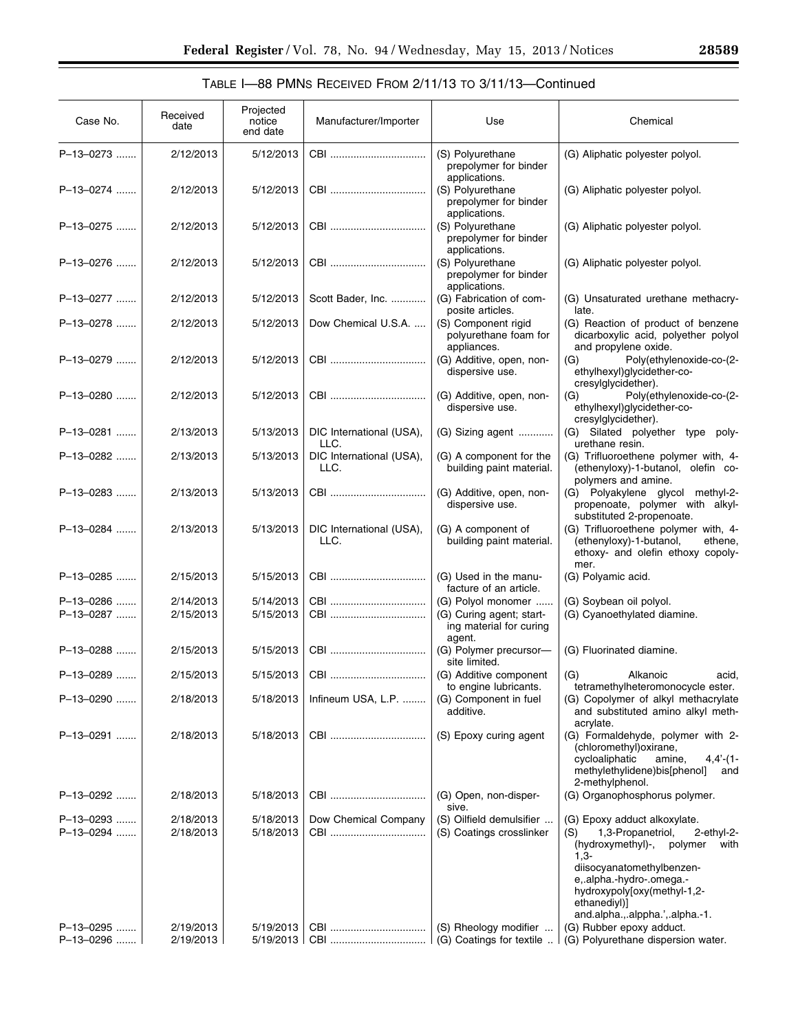TABLE I—88 PMNS RECEIVED FROM 2/11/13 TO 3/11/13—Continued

| Case No. | Received date | Projected notice end date | Manufacturer/Importer | Use | Chemical |
|---|---|---|---|---|---|
| P–13–0273 | 2/12/2013 | 5/12/2013 | CBI | (S) Polyurethane prepolymer for binder applications. | (G) Aliphatic polyester polyol. |
| P–13–0274 | 2/12/2013 | 5/12/2013 | CBI | (S) Polyurethane prepolymer for binder applications. | (G) Aliphatic polyester polyol. |
| P–13–0275 | 2/12/2013 | 5/12/2013 | CBI | (S) Polyurethane prepolymer for binder applications. | (G) Aliphatic polyester polyol. |
| P–13–0276 | 2/12/2013 | 5/12/2013 | CBI | (S) Polyurethane prepolymer for binder applications. | (G) Aliphatic polyester polyol. |
| P–13–0277 | 2/12/2013 | 5/12/2013 | Scott Bader, Inc. | (G) Fabrication of composite articles. | (G) Unsaturated urethane methacrylate. |
| P–13–0278 | 2/12/2013 | 5/12/2013 | Dow Chemical U.S.A. | (S) Component rigid polyurethane foam for appliances. | (G) Reaction of product of benzene dicarboxylic acid, polyether polyol and propylene oxide. |
| P–13–0279 | 2/12/2013 | 5/12/2013 | CBI | (G) Additive, open, non-dispersive use. | (G) Poly(ethylenoxide-co-(2-ethylhexyl)glycidether-co-cresylglycidether). |
| P–13–0280 | 2/12/2013 | 5/12/2013 | CBI | (G) Additive, open, non-dispersive use. | (G) Poly(ethylenoxide-co-(2-ethylhexyl)glycidether-co-cresylglycidether). |
| P–13–0281 | 2/13/2013 | 5/13/2013 | DIC International (USA), LLC. | (G) Sizing agent | (G) Silated polyether type polyurethane resin. |
| P–13–0282 | 2/13/2013 | 5/13/2013 | DIC International (USA), LLC. | (G) A component for the building paint material. | (G) Trifluoroethene polymer with, 4-(ethenyloxy)-1-butanol, olefin copolymers and amine. |
| P–13–0283 | 2/13/2013 | 5/13/2013 | CBI | (G) Additive, open, non-dispersive use. | (G) Polyakylene glycol methyl-2-propenoate, polymer with alkyl-substituted 2-propenoate. |
| P–13–0284 | 2/13/2013 | 5/13/2013 | DIC International (USA), LLC. | (G) A component of building paint material. | (G) Trifluoroethene polymer with, 4-(ethenyloxy)-1-butanol, ethene, ethoxy- and olefin ethoxy copolymer. |
| P–13–0285 | 2/15/2013 | 5/15/2013 | CBI | (G) Used in the manufacture of an article. | (G) Polyamic acid. |
| P–13–0286 | 2/14/2013 | 5/14/2013 | CBI | (G) Polyol monomer | (G) Soybean oil polyol. |
| P–13–0287 | 2/15/2013 | 5/15/2013 | CBI | (G) Curing agent; starting material for curing agent. | (G) Cyanoethylated diamine. |
| P–13–0288 | 2/15/2013 | 5/15/2013 | CBI | (G) Polymer precursor—site limited. | (G) Fluorinated diamine. |
| P–13–0289 | 2/15/2013 | 5/15/2013 | CBI | (G) Additive component to engine lubricants. | (G) Alkanoic acid, tetramethylheteromonocycle ester. |
| P–13–0290 | 2/18/2013 | 5/18/2013 | Infineum USA, L.P. | (G) Component in fuel additive. | (G) Copolymer of alkyl methacrylate and substituted amino alkyl methacrylate. |
| P–13–0291 | 2/18/2013 | 5/18/2013 | CBI | (S) Epoxy curing agent | (G) Formaldehyde, polymer with 2-(chloromethyl)oxirane, cycloaliphatic amine, 4,4'-(1-methylethylidene)bis[phenol] and 2-methylphenol. |
| P–13–0292 | 2/18/2013 | 5/18/2013 | CBI | (G) Open, non-dispersive. | (G) Organophosphorus polymer. |
| P–13–0293 | 2/18/2013 | 5/18/2013 | Dow Chemical Company | (S) Oilfield demulsifier | (G) Epoxy adduct alkoxylate. |
| P–13–0294 | 2/18/2013 | 5/18/2013 | CBI | (S) Coatings crosslinker | (S) 1,3-Propanetriol, 2-ethyl-2-(hydroxymethyl)-, polymer with 1,3-diisocyanatomethylbenzene,.alpha.-hydro-.omega.-hydroxypoly[oxy(methyl-1,2-ethanediyl)] and.alpha.,.alppha.',.alpha.-1. |
| P–13–0295 | 2/19/2013 | 5/19/2013 | CBI | (S) Rheology modifier | (G) Rubber epoxy adduct. |
| P–13–0296 | 2/19/2013 | 5/19/2013 | CBI | (G) Coatings for textile | (G) Polyurethane dispersion water. |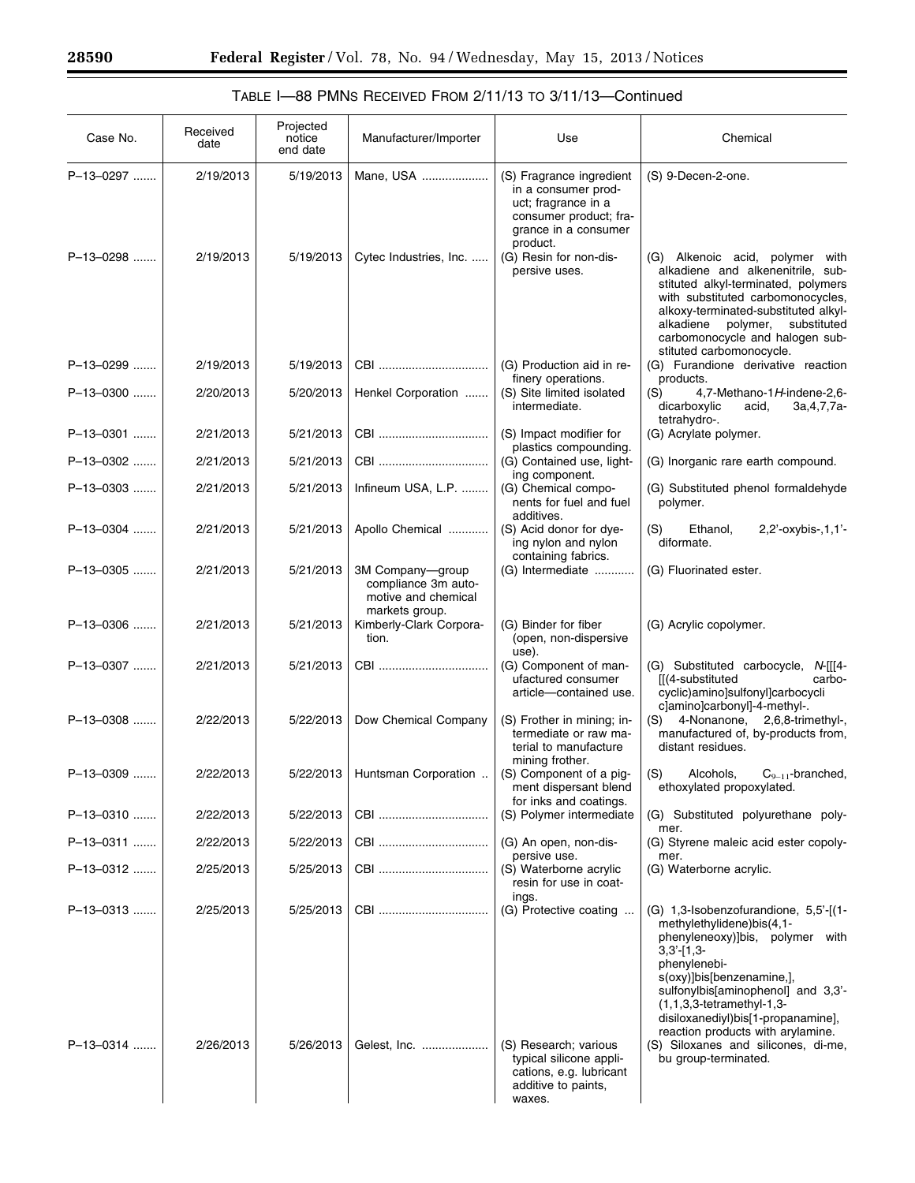## TABLE I—88 PMNs RECEIVED FROM 2/11/13 TO 3/11/13—Continued

| Case No. | Received date | Projected notice end date | Manufacturer/Importer | Use | Chemical |
|---|---|---|---|---|---|
| P–13–0297 | 2/19/2013 | 5/19/2013 | Mane, USA | (S) Fragrance ingredient in a consumer product; fragrance in a consumer product; fragrance in a consumer product. | (S) 9-Decen-2-one. |
| P–13–0298 | 2/19/2013 | 5/19/2013 | Cytec Industries, Inc. | (G) Resin for non-dispersive uses. | (G) Alkenoic acid, polymer with alkadiene and alkenenitrile, substituted alkyl-terminated, polymers with substituted carbomonocycles, alkoxy-terminated-substituted alkyl-alkadiene polymer, substituted carbomonocycle and halogen substituted carbomonocycle. |
| P–13–0299 | 2/19/2013 | 5/19/2013 | CBI | (G) Production aid in refinery operations. | (G) Furandione derivative reaction products. |
| P–13–0300 | 2/20/2013 | 5/20/2013 | Henkel Corporation | (S) Site limited isolated intermediate. | (S) 4,7-Methano-1*H*-indene-2,6-dicarboxylic acid, 3a,4,7,7a-tetrahydro-. |
| P–13–0301 | 2/21/2013 | 5/21/2013 | CBI | (S) Impact modifier for plastics compounding. | (G) Acrylate polymer. |
| P–13–0302 | 2/21/2013 | 5/21/2013 | CBI | (G) Contained use, lighting component. | (G) Inorganic rare earth compound. |
| P–13–0303 | 2/21/2013 | 5/21/2013 | Infineum USA, L.P. | (G) Chemical components for fuel and fuel additives. | (G) Substituted phenol formaldehyde polymer. |
| P–13–0304 | 2/21/2013 | 5/21/2013 | Apollo Chemical | (S) Acid donor for dyeing nylon and nylon containing fabrics. | (S) Ethanol, 2,2'-oxybis-,1,1'-diformate. |
| P–13–0305 | 2/21/2013 | 5/21/2013 | 3M Company—group compliance 3m automotive and chemical markets group. | (G) Intermediate | (G) Fluorinated ester. |
| P–13–0306 | 2/21/2013 | 5/21/2013 | Kimberly-Clark Corporation. | (G) Binder for fiber (open, non-dispersive use). | (G) Acrylic copolymer. |
| P–13–0307 | 2/21/2013 | 5/21/2013 | CBI | (G) Component of manufactured consumer article—contained use. | (G) Substituted carbocycle, *N*-[[[4-[[(4-substituted carbocyclic)amino]sulfonyl]carbocyclic]amino]carbonyl]-4-methyl-. |
| P–13–0308 | 2/22/2013 | 5/22/2013 | Dow Chemical Company | (S) Frother in mining; intermediate or raw material to manufacture mining frother. | (S) 4-Nonanone, 2,6,8-trimethyl-, manufactured of, by-products from, distant residues. |
| P–13–0309 | 2/22/2013 | 5/22/2013 | Huntsman Corporation | (S) Component of a pigment dispersant blend for inks and coatings. | (S) Alcohols, $C_{9-11}$-branched, ethoxylated propoxylated. |
| P–13–0310 | 2/22/2013 | 5/22/2013 | CBI | (S) Polymer intermediate | (G) Substituted polyurethane polymer. |
| P–13–0311 | 2/22/2013 | 5/22/2013 | CBI | (G) An open, non-dispersive use. | (G) Styrene maleic acid ester copolymer. |
| P–13–0312 | 2/25/2013 | 5/25/2013 | CBI | (S) Waterborne acrylic resin for use in coatings. | (G) Waterborne acrylic. |
| P–13–0313 | 2/25/2013 | 5/25/2013 | CBI | (G) Protective coating | (G) 1,3-Isobenzofurandione, 5,5'-[(1-methylethylidene)bis(4,1-phenyleneoxy)]bis, polymer with 3,3'-[1,3-phenylenebis(oxy)]bis[benzenamine,], sulfonylbis[aminophenol] and 3,3'-(1,1,3,3-tetramethyl-1,3-disiloxanediyl)bis[1-propanamine], reaction products with arylamine. |
| P–13–0314 | 2/26/2013 | 5/26/2013 | Gelest, Inc. | (S) Research; various typical silicone applications, e.g. lubricant additive to paints, waxes. | (S) Siloxanes and silicones, di-me, bu group-terminated. |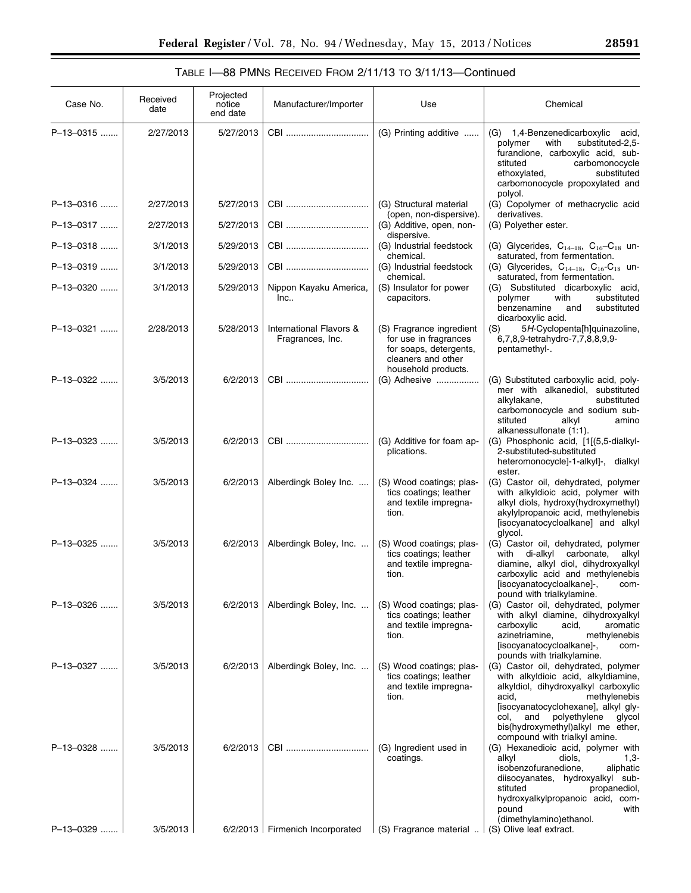TABLE I—88 PMNS RECEIVED FROM 2/11/13 TO 3/11/13—Continued

| Case No. | Received date | Projected notice end date | Manufacturer/Importer | Use | Chemical |
|---|---|---|---|---|---|
| P–13–0315 | 2/27/2013 | 5/27/2013 | CBI | (G) Printing additive | (G) 1,4-Benzenedicarboxylic acid, polymer with substituted-2,5-furandione, carboxylic acid, substituted carbomonocycle ethoxylated, substituted carbomonocycle propoxylated and polyol. |
| P–13–0316 | 2/27/2013 | 5/27/2013 | CBI | (G) Structural material (open, non-dispersive). | (G) Copolymer of methacrylic acid derivatives. |
| P–13–0317 | 2/27/2013 | 5/27/2013 | CBI | (G) Additive, open, non-dispersive. | (G) Polyether ester. |
| P–13–0318 | 3/1/2013 | 5/29/2013 | CBI | (G) Industrial feedstock chemical. | (G) Glycerides, $C_{14-18}$, $C_{16}$–$C_{18}$ unsaturated, from fermentation. |
| P–13–0319 | 3/1/2013 | 5/29/2013 | CBI | (G) Industrial feedstock chemical. | (G) Glycerides, $C_{14-18}$, $C_{16}$-$C_{18}$ unsaturated, from fermentation. |
| P–13–0320 | 3/1/2013 | 5/29/2013 | Nippon Kayaku America, Inc.. | (S) Insulator for power capacitors. | (G) Substituted dicarboxylic acid, polymer with substituted benzenamine and substituted dicarboxylic acid. |
| P–13–0321 | 2/28/2013 | 5/28/2013 | International Flavors & Fragrances, Inc. | (S) Fragrance ingredient for use in fragrances for soaps, detergents, cleaners and other household products. | (S) 5*H*-Cyclopenta[h]quinazoline, 6,7,8,9-tetrahydro-7,7,8,8,9,9-pentamethyl-. |
| P–13–0322 | 3/5/2013 | 6/2/2013 | CBI | (G) Adhesive | (G) Substituted carboxylic acid, polymer with alkanediol, substituted alkylakane, substituted carbomonocycle and sodium substituted alkyl amino alkanessulfonate (1:1). |
| P–13–0323 | 3/5/2013 | 6/2/2013 | CBI | (G) Additive for foam applications. | (G) Phosphonic acid, [1[(5,5-dialkyl-2-substituted-substituted heteromonocycle]-1-alkyl]-, dialkyl ester. |
| P–13–0324 | 3/5/2013 | 6/2/2013 | Alberdingk Boley Inc. | (S) Wood coatings; plastics coatings; leather and textile impregnation. | (G) Castor oil, dehydrated, polymer with alkyldioic acid, polymer with alkyl diols, hydroxy(hydroxymethyl) akylylpropanoic acid, methylenebis [isocyanatocycloalkane] and alkyl glycol. |
| P–13–0325 | 3/5/2013 | 6/2/2013 | Alberdingk Boley, Inc. | (S) Wood coatings; plastics coatings; leather and textile impregnation. | (G) Castor oil, dehydrated, polymer with di-alkyl carbonate, alkyl diamine, alkyl diol, dihydroxyalkyl carboxylic acid and methylenebis [isocyanatocycloalkane]-, compound with trialkylamine. |
| P–13–0326 | 3/5/2013 | 6/2/2013 | Alberdingk Boley, Inc. | (S) Wood coatings; plastics coatings; leather and textile impregnation. | (G) Castor oil, dehydrated, polymer with alkyl diamine, dihydroxyalkyl carboxylic acid, aromatic azinetriamine, methylenebis [isocyanatocycloalkane]-, compounds with trialkylamine. |
| P–13–0327 | 3/5/2013 | 6/2/2013 | Alberdingk Boley, Inc. | (S) Wood coatings; plastics coatings; leather and textile impregnation. | (G) Castor oil, dehydrated, polymer with alkyldioic acid, alkyldiamine, alkyldiol, dihydroxyalkyl carboxylic acid, methylenebis [isocyanatocyclohexane], alkyl glycol, and polyethylene glycol bis(hydroxymethyl)alkyl me ether, compound with trialkyl amine. |
| P–13–0328 | 3/5/2013 | 6/2/2013 | CBI | (G) Ingredient used in coatings. | (G) Hexanedioic acid, polymer with alkyl diols, 1,3-isobenzofuranedione, aliphatic diisocyanates, hydroxyalkyl substituted propanediol, hydroxyalkylpropanoic acid, compound with (dimethylamino)ethanol. |
| P–13–0329 | 3/5/2013 | 6/2/2013 | Firmenich Incorporated | (S) Fragrance material | (S) Olive leaf extract. |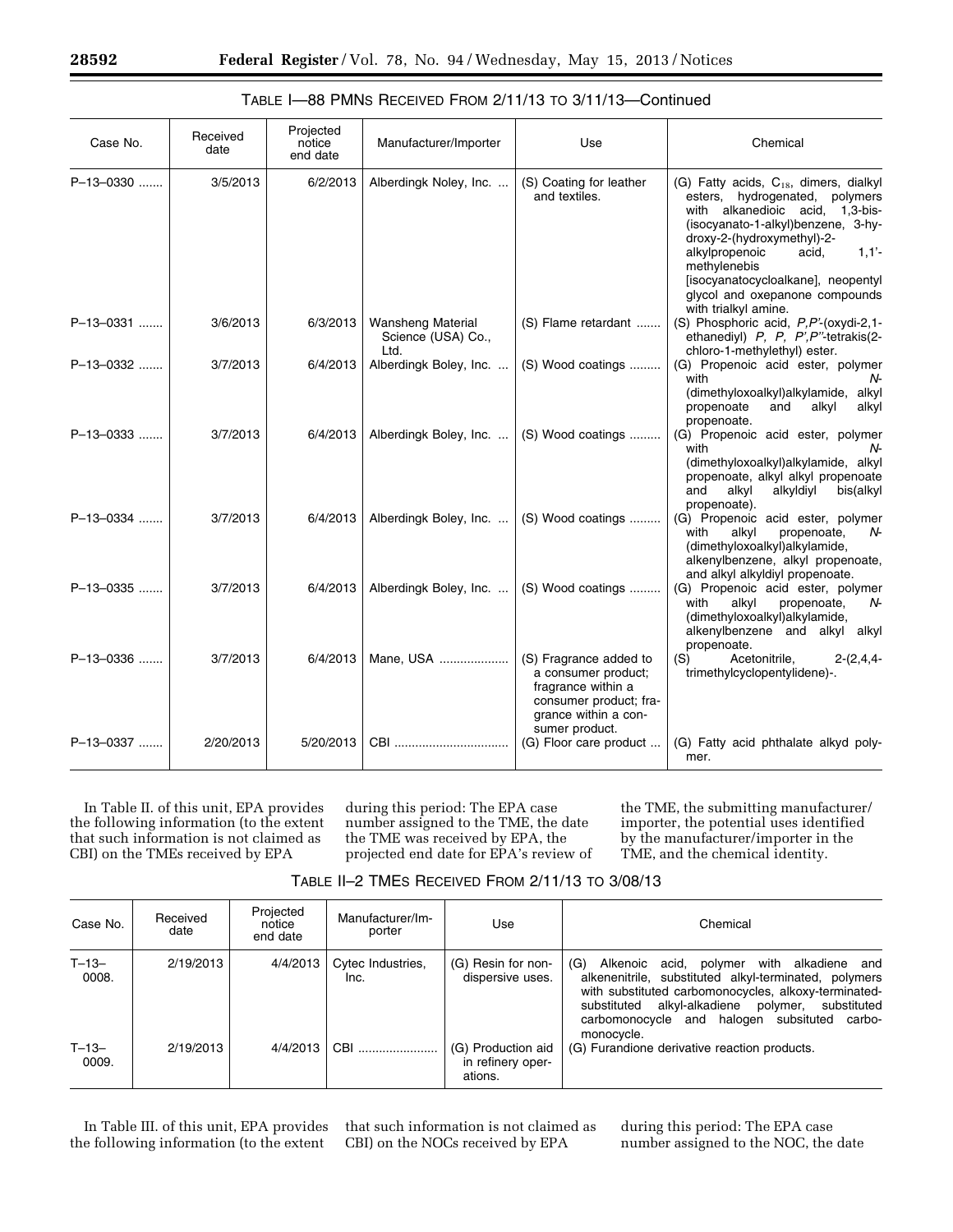TABLE I—88 PMNS RECEIVED FROM 2/11/13 TO 3/11/13—Continued

| Case No. | Received date | Projected notice end date | Manufacturer/Importer | Use | Chemical |
|---|---|---|---|---|---|
| P–13–0330 | 3/5/2013 | 6/2/2013 | Alberdingk Noley, Inc. | (S) Coating for leather and textiles. | (G) Fatty acids, $C_{18}$, dimers, dialkyl esters, hydrogenated, polymers with alkanedioic acid, 1,3-bis-(isocyanato-1-alkyl)benzene, 3-hydroxy-2-(hydroxymethyl)-2-alkylpropenoic acid, 1,1'-methylenebis [isocyanatocycloalkane], neopentyl glycol and oxepanone compounds with trialkyl amine. |
| P–13–0331 | 3/6/2013 | 6/3/2013 | Wansheng Material Science (USA) Co., Ltd. | (S) Flame retardant | (S) Phosphoric acid, *P,P'*-(oxydi-2,1-ethanediyl) *P, P, P',P''*-tetrakis(2-chloro-1-methylethyl) ester. |
| P–13–0332 | 3/7/2013 | 6/4/2013 | Alberdingk Boley, Inc. | (S) Wood coatings | (G) Propenoic acid ester, polymer with *N*-(dimethyloxoalkyl)alkylamide, alkyl propenoate and alkyl alkyl propenoate. |
| P–13–0333 | 3/7/2013 | 6/4/2013 | Alberdingk Boley, Inc. | (S) Wood coatings | (G) Propenoic acid ester, polymer with *N*-(dimethyloxoalkyl)alkylamide, alkyl propenoate, alkyl alkyl propenoate and alkyl alkyldiyl bis(alkyl propenoate). |
| P–13–0334 | 3/7/2013 | 6/4/2013 | Alberdingk Boley, Inc. | (S) Wood coatings | (G) Propenoic acid ester, polymer with alkyl propenoate, *N*-(dimethyloxoalkyl)alkylamide, alkenylbenzene, alkyl propenoate, and alkyl alkyldiyl propenoate. |
| P–13–0335 | 3/7/2013 | 6/4/2013 | Alberdingk Boley, Inc. | (S) Wood coatings | (G) Propenoic acid ester, polymer with alkyl propenoate, *N*-(dimethyloxoalkyl)alkylamide, alkenylbenzene and alkyl alkyl propenoate. |
| P–13–0336 | 3/7/2013 | 6/4/2013 | Mane, USA | (S) Fragrance added to a consumer product; fragrance within a consumer product; fragrance within a consumer product. | (S) Acetonitrile, 2-(2,4,4-trimethylcyclopentylidene)-. |
| P–13–0337 | 2/20/2013 | 5/20/2013 | CBI | (G) Floor care product | (G) Fatty acid phthalate alkyd polymer. |

In Table II. of this unit, EPA provides the following information (to the extent that such information is not claimed as CBI) on the TMEs received by EPA during this period: The EPA case number assigned to the TME, the date the TME was received by EPA, the projected end date for EPA's review of the TME, the submitting manufacturer/importer, the potential uses identified by the manufacturer/importer in the TME, and the chemical identity.

TABLE II–2 TMES RECEIVED FROM 2/11/13 TO 3/08/13

| Case No. | Received date | Projected notice end date | Manufacturer/Importer | Use | Chemical |
|---|---|---|---|---|---|
| T–13–0008. | 2/19/2013 | 4/4/2013 | Cytec Industries, Inc. | (G) Resin for non-dispersive uses. | (G) Alkenoic acid, polymer with alkadiene and alkenenitrile, substituted alkyl-terminated, polymers with substituted carbomonocycles, alkoxy-terminated-substituted alkyl-alkadiene polymer, substituted carbomonocycle and halogen subsituted carbomonocycle. |
| T–13–0009. | 2/19/2013 | 4/4/2013 | CBI | (G) Production aid in refinery operations. | (G) Furandione derivative reaction products. |

In Table III. of this unit, EPA provides the following information (to the extent that such information is not claimed as CBI) on the NOCs received by EPA during this period: The EPA case number assigned to the NOC, the date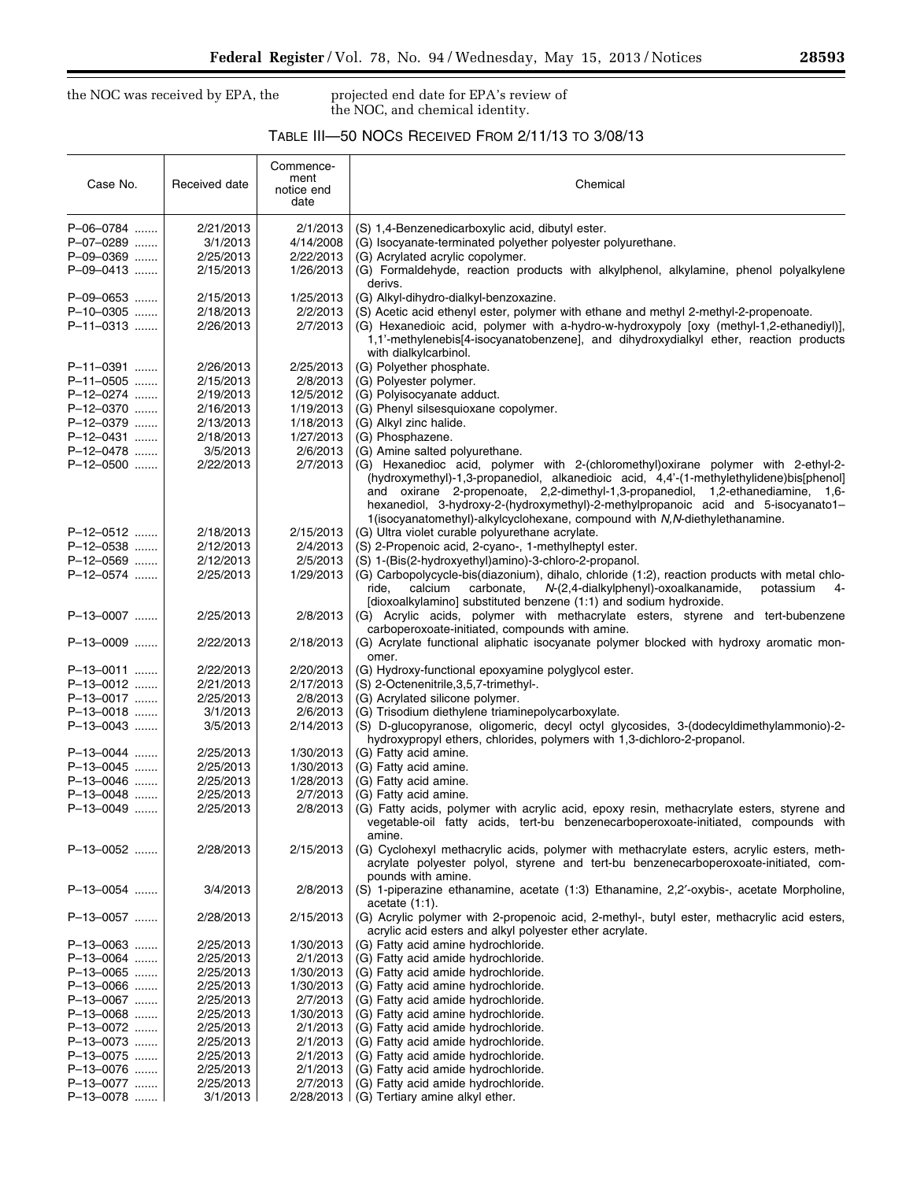the NOC was received by EPA, the projected end date for EPA's review of the NOC, and chemical identity.

TABLE III—50 NOCS RECEIVED FROM 2/11/13 TO 3/08/13

| Case No. | Received date | Commencement notice end date | Chemical |
|---|---|---|---|
| P–06–0784 | 2/21/2013 | 2/1/2013 | (S) 1,4-Benzenedicarboxylic acid, dibutyl ester. |
| P–07–0289 | 3/1/2013 | 4/14/2008 | (G) Isocyanate-terminated polyether polyester polyurethane. |
| P–09–0369 | 2/25/2013 | 2/22/2013 | (G) Acrylated acrylic copolymer. |
| P–09–0413 | 2/15/2013 | 1/26/2013 | (G) Formaldehyde, reaction products with alkylphenol, alkylamine, phenol polyalkylene derivs. |
| P–09–0653 | 2/15/2013 | 1/25/2013 | (G) Alkyl-dihydro-dialkyl-benzoxazine. |
| P–10–0305 | 2/18/2013 | 2/2/2013 | (S) Acetic acid ethenyl ester, polymer with ethane and methyl 2-methyl-2-propenoate. |
| P–11–0313 | 2/26/2013 | 2/7/2013 | (G) Hexanedioic acid, polymer with a-hydro-w-hydroxypoly [oxy (methyl-1,2-ethanediyl)], 1,1'-methylenebis[4-isocyanatobenzene], and dihydroxydialkyl ether, reaction products with dialkylcarbinol. |
| P–11–0391 | 2/26/2013 | 2/25/2013 | (G) Polyether phosphate. |
| P–11–0505 | 2/15/2013 | 2/8/2013 | (G) Polyester polymer. |
| P–12–0274 | 2/19/2013 | 12/5/2012 | (G) Polyisocyanate adduct. |
| P–12–0370 | 2/16/2013 | 1/19/2013 | (G) Phenyl silsesquioxane copolymer. |
| P–12–0379 | 2/13/2013 | 1/18/2013 | (G) Alkyl zinc halide. |
| P–12–0431 | 2/18/2013 | 1/27/2013 | (G) Phosphazene. |
| P–12–0478 | 3/5/2013 | 2/6/2013 | (G) Amine salted polyurethane. |
| P–12–0500 | 2/22/2013 | 2/7/2013 | (G) Hexanedioc acid, polymer with 2-(chloromethyl)oxirane polymer with 2-ethyl-2-(hydroxymethyl)-1,3-propanediol, alkanedioic acid, 4,4'-(1-methylethylidene)bis[phenol] and oxirane 2-propenoate, 2,2-dimethyl-1,3-propanediol, 1,2-ethanediamine, 1,6-hexanediol, 3-hydroxy-2-(hydroxymethyl)-2-methylpropanoic acid and 5-isocyanato1–1(isocyanatomethyl)-alkylcyclohexane, compound with *N,N*-diethylethanamine. |
| P–12–0512 | 2/18/2013 | 2/15/2013 | (G) Ultra violet curable polyurethane acrylate. |
| P–12–0538 | 2/12/2013 | 2/4/2013 | (S) 2-Propenoic acid, 2-cyano-, 1-methylheptyl ester. |
| P–12–0569 | 2/12/2013 | 2/5/2013 | (S) 1-(Bis(2-hydroxyethyl)amino)-3-chloro-2-propanol. |
| P–12–0574 | 2/25/2013 | 1/29/2013 | (G) Carbopolycycle-bis(diazonium), dihalo, chloride (1:2), reaction products with metal chloride, calcium carbonate, *N*-(2,4-dialkylphenyl)-oxoalkanamide, potassium 4-[dioxoalkylamino] substituted benzene (1:1) and sodium hydroxide. |
| P–13–0007 | 2/25/2013 | 2/8/2013 | (G) Acrylic acids, polymer with methacrylate esters, styrene and tert-bubenzene carboperoxoate-initiated, compounds with amine. |
| P–13–0009 | 2/22/2013 | 2/18/2013 | (G) Acrylate functional aliphatic isocyanate polymer blocked with hydroxy aromatic monomer. |
| P–13–0011 | 2/22/2013 | 2/20/2013 | (G) Hydroxy-functional epoxyamine polyglycol ester. |
| P–13–0012 | 2/21/2013 | 2/17/2013 | (S) 2-Octenenitrile,3,5,7-trimethyl-. |
| P–13–0017 | 2/25/2013 | 2/8/2013 | (G) Acrylated silicone polymer. |
| P–13–0018 | 3/1/2013 | 2/6/2013 | (G) Trisodium diethylene triaminepolycarboxylate. |
| P–13–0043 | 3/5/2013 | 2/14/2013 | (S) D-glucopyranose, oligomeric, decyl octyl glycosides, 3-(dodecyldimethylammonio)-2-hydroxypropyl ethers, chlorides, polymers with 1,3-dichloro-2-propanol. |
| P–13–0044 | 2/25/2013 | 1/30/2013 | (G) Fatty acid amine. |
| P–13–0045 | 2/25/2013 | 1/30/2013 | (G) Fatty acid amine. |
| P–13–0046 | 2/25/2013 | 1/28/2013 | (G) Fatty acid amine. |
| P–13–0048 | 2/25/2013 | 2/7/2013 | (G) Fatty acid amine. |
| P–13–0049 | 2/25/2013 | 2/8/2013 | (G) Fatty acids, polymer with acrylic acid, epoxy resin, methacrylate esters, styrene and vegetable-oil fatty acids, tert-bu benzenecarboperoxoate-initiated, compounds with amine. |
| P–13–0052 | 2/28/2013 | 2/15/2013 | (G) Cyclohexyl methacrylic acids, polymer with methacrylate esters, acrylic esters, methacrylate polyester polyol, styrene and tert-bu benzenecarboperoxoate-initiated, compounds with amine. |
| P–13–0054 | 3/4/2013 | 2/8/2013 | (S) 1-piperazine ethanamine, acetate (1:3) Ethanamine, 2,2′-oxybis-, acetate Morpholine, acetate (1:1). |
| P–13–0057 | 2/28/2013 | 2/15/2013 | (G) Acrylic polymer with 2-propenoic acid, 2-methyl-, butyl ester, methacrylic acid esters, acrylic acid esters and alkyl polyester ether acrylate. |
| P–13–0063 | 2/25/2013 | 1/30/2013 | (G) Fatty acid amine hydrochloride. |
| P–13–0064 | 2/25/2013 | 2/1/2013 | (G) Fatty acid amide hydrochloride. |
| P–13–0065 | 2/25/2013 | 1/30/2013 | (G) Fatty acid amine hydrochloride. |
| P–13–0066 | 2/25/2013 | 1/30/2013 | (G) Fatty acid amine hydrochloride. |
| P–13–0067 | 2/25/2013 | 2/7/2013 | (G) Fatty acid amide hydrochloride. |
| P–13–0068 | 2/25/2013 | 1/30/2013 | (G) Fatty acid amine hydrochloride. |
| P–13–0072 | 2/25/2013 | 2/1/2013 | (G) Fatty acid amide hydrochloride. |
| P–13–0073 | 2/25/2013 | 2/1/2013 | (G) Fatty acid amide hydrochloride. |
| P–13–0075 | 2/25/2013 | 2/1/2013 | (G) Fatty acid amide hydrochloride. |
| P–13–0076 | 2/25/2013 | 2/1/2013 | (G) Fatty acid amide hydrochloride. |
| P–13–0077 | 2/25/2013 | 2/7/2013 | (G) Fatty acid amide hydrochloride. |
| P–13–0078 | 3/1/2013 | 2/28/2013 | (G) Tertiary amine alkyl ether. |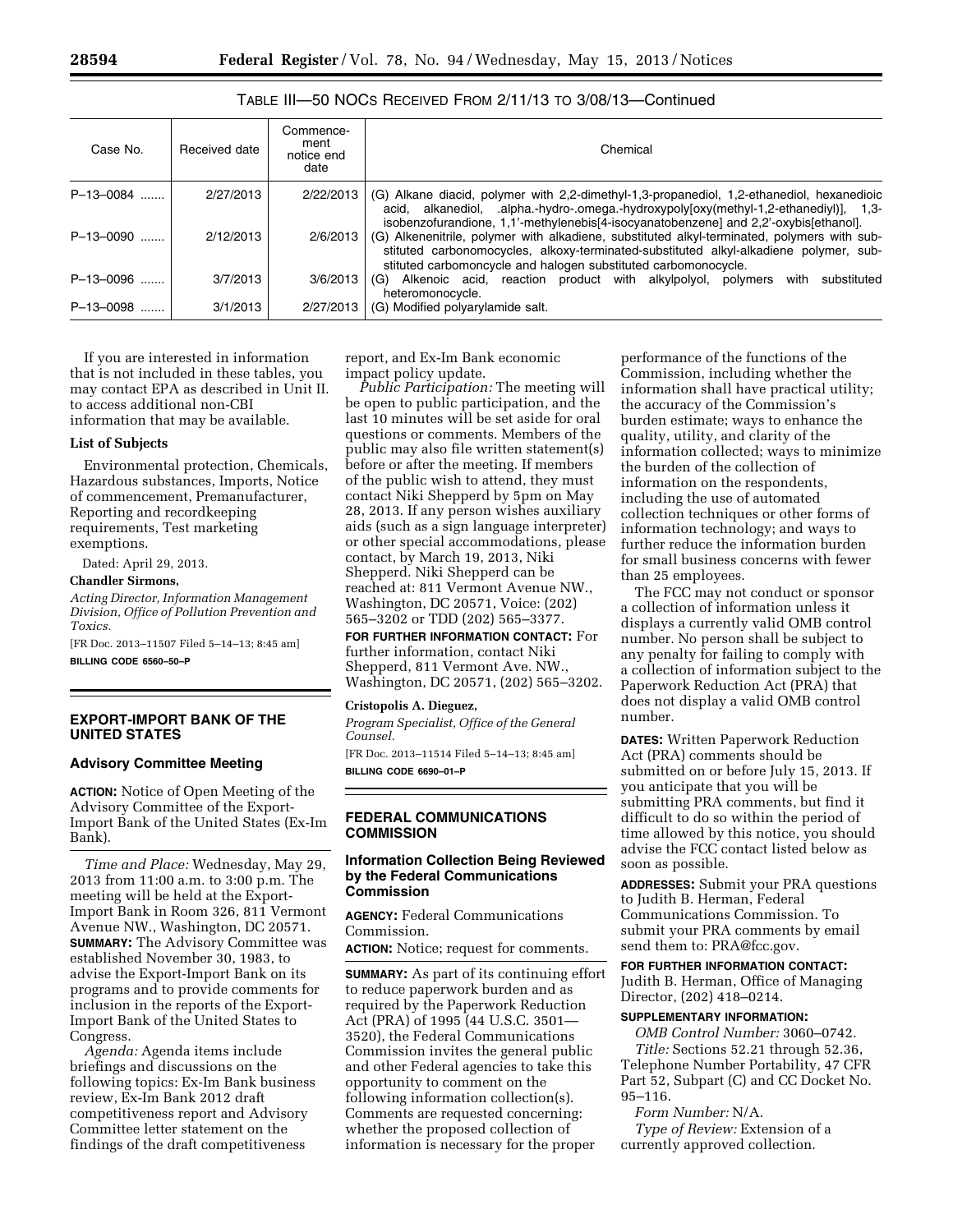TABLE III—50 NOCs RECEIVED FROM 2/11/13 TO 3/08/13—Continued

| Case No. | Received date | Commencement notice end date | Chemical |
|---|---|---|---|
| P–13–0084 | 2/27/2013 | 2/22/2013 | (G) Alkane diacid, polymer with 2,2-dimethyl-1,3-propanediol, 1,2-ethanediol, hexanedioic acid, alkanediol, .alpha.-hydro-.omega.-hydroxypoly[oxy(methyl-1,2-ethanediyl)], 1,3-isobenzofurandione, 1,1'-methylenebis[4-isocyanatobenzene] and 2,2'-oxybis[ethanol]. |
| P–13–0090 | 2/12/2013 | 2/6/2013 | (G) Alkenenitrile, polymer with alkadiene, substituted alkyl-terminated, polymers with substituted carbonomocycles, alkoxy-terminated-substituted alkyl-alkadiene polymer, substituted carbomoncycle and halogen substituted carbomonocycle. |
| P–13–0096 | 3/7/2013 | 3/6/2013 | (G) Alkenoic acid, reaction product with alkylpolyol, polymers with substituted heteromonocycle. |
| P–13–0098 | 3/1/2013 | 2/27/2013 | (G) Modified polyarylamide salt. |

If you are interested in information that is not included in these tables, you may contact EPA as described in Unit II. to access additional non-CBI information that may be available.

**List of Subjects**

Environmental protection, Chemicals, Hazardous substances, Imports, Notice of commencement, Premanufacturer, Reporting and recordkeeping requirements, Test marketing exemptions.

Dated: April 29, 2013.

**Chandler Sirmons,**

*Acting Director, Information Management Division, Office of Pollution Prevention and Toxics.*

[FR Doc. 2013–11507 Filed 5–14–13; 8:45 am]

**BILLING CODE 6560–50–P**

## EXPORT-IMPORT BANK OF THE UNITED STATES

### Advisory Committee Meeting

**ACTION:** Notice of Open Meeting of the Advisory Committee of the Export-Import Bank of the United States (Ex-Im Bank).

*Time and Place:* Wednesday, May 29, 2013 from 11:00 a.m. to 3:00 p.m. The meeting will be held at the Export-Import Bank in Room 326, 811 Vermont Avenue NW., Washington, DC 20571.

**SUMMARY:** The Advisory Committee was established November 30, 1983, to advise the Export-Import Bank on its programs and to provide comments for inclusion in the reports of the Export-Import Bank of the United States to Congress.

*Agenda:* Agenda items include briefings and discussions on the following topics: Ex-Im Bank business review, Ex-Im Bank 2012 draft competitiveness report and Advisory Committee letter statement on the findings of the draft competitiveness report, and Ex-Im Bank economic impact policy update.

*Public Participation:* The meeting will be open to public participation, and the last 10 minutes will be set aside for oral questions or comments. Members of the public may also file written statement(s) before or after the meeting. If members of the public wish to attend, they must contact Niki Shepperd by 5pm on May 28, 2013. If any person wishes auxiliary aids (such as a sign language interpreter) or other special accommodations, please contact, by March 19, 2013, Niki Shepperd. Niki Shepperd can be reached at: 811 Vermont Avenue NW., Washington, DC 20571, Voice: (202) 565–3202 or TDD (202) 565–3377.

**FOR FURTHER INFORMATION CONTACT:** For further information, contact Niki Shepperd, 811 Vermont Ave. NW., Washington, DC 20571, (202) 565–3202.

**Cristopolis A. Dieguez,**

*Program Specialist, Office of the General Counsel.*

[FR Doc. 2013–11514 Filed 5–14–13; 8:45 am]

**BILLING CODE 6690–01–P**

## FEDERAL COMMUNICATIONS COMMISSION

### Information Collection Being Reviewed by the Federal Communications Commission

**AGENCY:** Federal Communications Commission.

**ACTION:** Notice; request for comments.

**SUMMARY:** As part of its continuing effort to reduce paperwork burden and as required by the Paperwork Reduction Act (PRA) of 1995 (44 U.S.C. 3501—3520), the Federal Communications Commission invites the general public and other Federal agencies to take this opportunity to comment on the following information collection(s). Comments are requested concerning: whether the proposed collection of information is necessary for the proper performance of the functions of the Commission, including whether the information shall have practical utility; the accuracy of the Commission's burden estimate; ways to enhance the quality, utility, and clarity of the information collected; ways to minimize the burden of the collection of information on the respondents, including the use of automated collection techniques or other forms of information technology; and ways to further reduce the information burden for small business concerns with fewer than 25 employees.

The FCC may not conduct or sponsor a collection of information unless it displays a currently valid OMB control number. No person shall be subject to any penalty for failing to comply with a collection of information subject to the Paperwork Reduction Act (PRA) that does not display a valid OMB control number.

**DATES:** Written Paperwork Reduction Act (PRA) comments should be submitted on or before July 15, 2013. If you anticipate that you will be submitting PRA comments, but find it difficult to do so within the period of time allowed by this notice, you should advise the FCC contact listed below as soon as possible.

**ADDRESSES:** Submit your PRA questions to Judith B. Herman, Federal Communications Commission. To submit your PRA comments by email send them to: PRA@fcc.gov.

**FOR FURTHER INFORMATION CONTACT:** Judith B. Herman, Office of Managing Director, (202) 418–0214.

**SUPPLEMENTARY INFORMATION:**

*OMB Control Number:* 3060–0742.

*Title:* Sections 52.21 through 52.36, Telephone Number Portability, 47 CFR Part 52, Subpart (C) and CC Docket No. 95–116.

*Form Number:* N/A.

*Type of Review:* Extension of a currently approved collection.